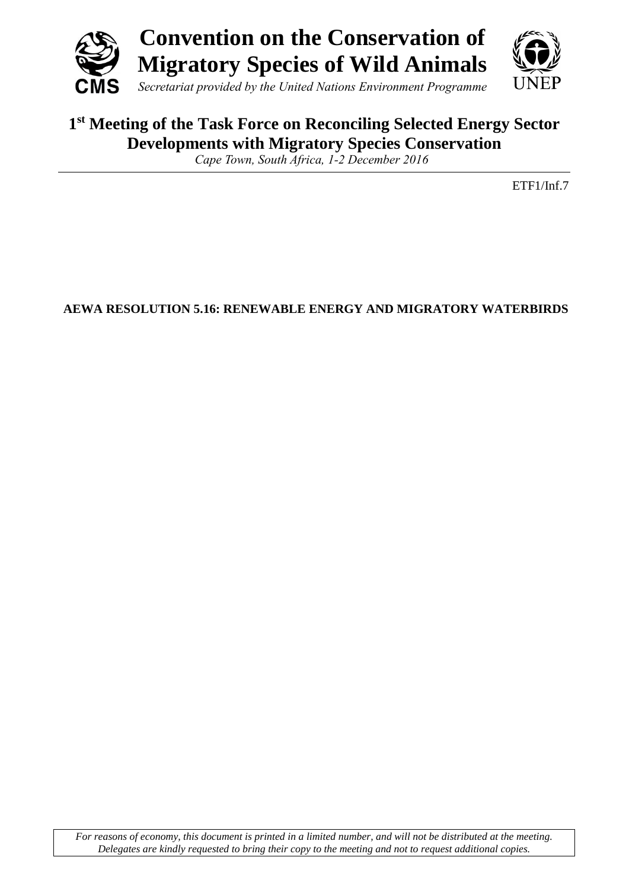# Convention on the Conservation of Migratory Species of Wild Animals

*Secretariat provided by the United Nations Environment Programme*

## 1st Meeting of the Task Force on Reconciling Selected Energy Sector Developments with Migratory Species Conservation

*Cape Town, South Africa, 1-2 December 2016*

ETF1/Inf.7

**AEWA RESOLUTION 5.16: RENEWABLE ENERGY AND MIGRATORY WATERBIRDS**

*For reasons of economy, this document is printed in a limited number, and will not be distributed at the meeting. Delegates are kindly requested to bring their copy to the meeting and not to request additional copies.*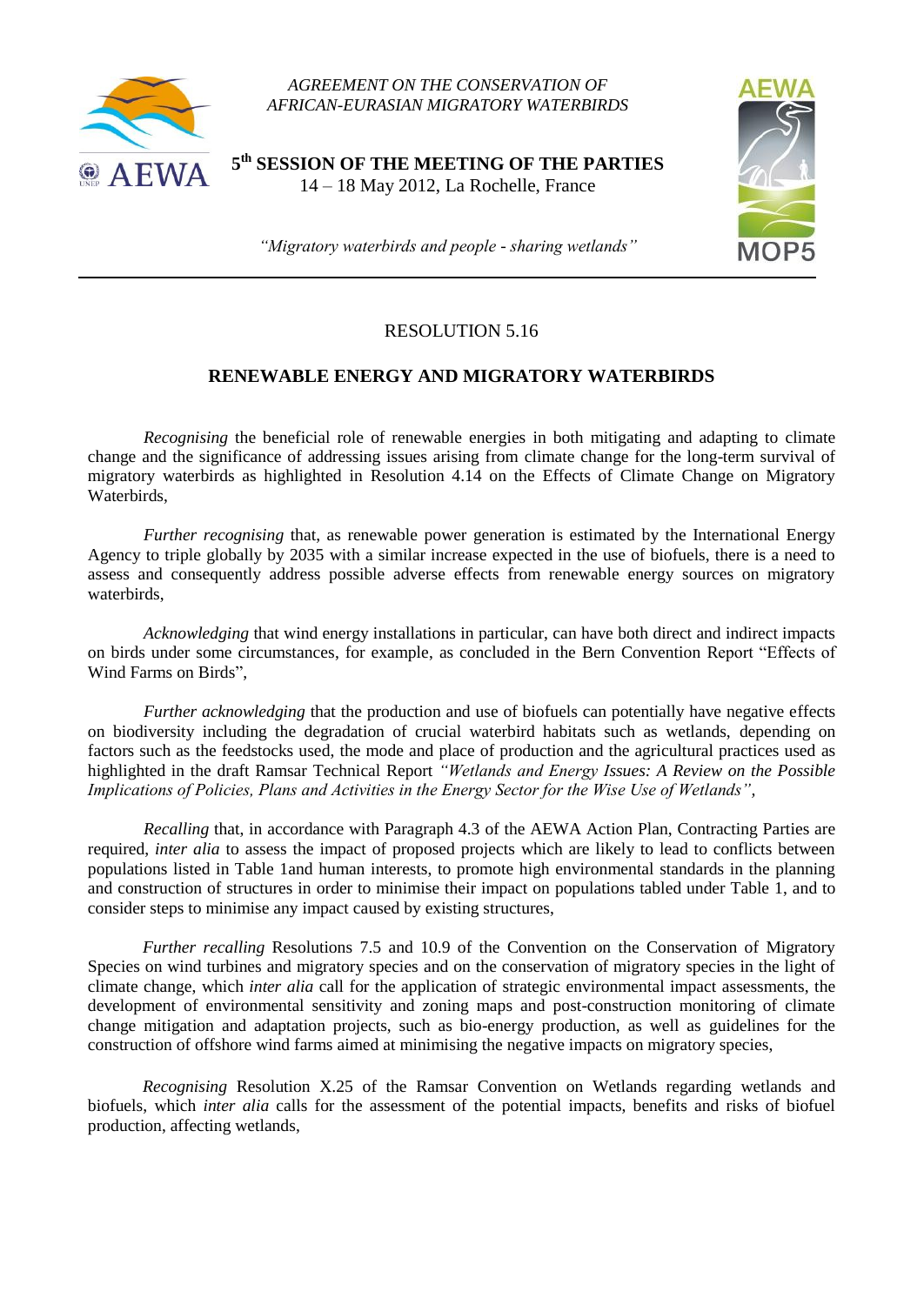*AGREEMENT ON THE CONSERVATION OF AFRICAN-EURASIAN MIGRATORY WATERBIRDS*

**5th SESSION OF THE MEETING OF THE PARTIES**
14 – 18 May 2012, La Rochelle, France

*"Migratory waterbirds and people - sharing wetlands"*

RESOLUTION 5.16

## RENEWABLE ENERGY AND MIGRATORY WATERBIRDS

*Recognising* the beneficial role of renewable energies in both mitigating and adapting to climate change and the significance of addressing issues arising from climate change for the long-term survival of migratory waterbirds as highlighted in Resolution 4.14 on the Effects of Climate Change on Migratory Waterbirds,

*Further recognising* that, as renewable power generation is estimated by the International Energy Agency to triple globally by 2035 with a similar increase expected in the use of biofuels, there is a need to assess and consequently address possible adverse effects from renewable energy sources on migratory waterbirds,

*Acknowledging* that wind energy installations in particular, can have both direct and indirect impacts on birds under some circumstances, for example, as concluded in the Bern Convention Report "Effects of Wind Farms on Birds",

*Further acknowledging* that the production and use of biofuels can potentially have negative effects on biodiversity including the degradation of crucial waterbird habitats such as wetlands, depending on factors such as the feedstocks used, the mode and place of production and the agricultural practices used as highlighted in the draft Ramsar Technical Report *"Wetlands and Energy Issues: A Review on the Possible Implications of Policies, Plans and Activities in the Energy Sector for the Wise Use of Wetlands"*,

*Recalling* that, in accordance with Paragraph 4.3 of the AEWA Action Plan, Contracting Parties are required, *inter alia* to assess the impact of proposed projects which are likely to lead to conflicts between populations listed in Table 1and human interests, to promote high environmental standards in the planning and construction of structures in order to minimise their impact on populations tabled under Table 1, and to consider steps to minimise any impact caused by existing structures,

*Further recalling* Resolutions 7.5 and 10.9 of the Convention on the Conservation of Migratory Species on wind turbines and migratory species and on the conservation of migratory species in the light of climate change, which *inter alia* call for the application of strategic environmental impact assessments, the development of environmental sensitivity and zoning maps and post-construction monitoring of climate change mitigation and adaptation projects, such as bio-energy production, as well as guidelines for the construction of offshore wind farms aimed at minimising the negative impacts on migratory species,

*Recognising* Resolution X.25 of the Ramsar Convention on Wetlands regarding wetlands and biofuels, which *inter alia* calls for the assessment of the potential impacts, benefits and risks of biofuel production, affecting wetlands,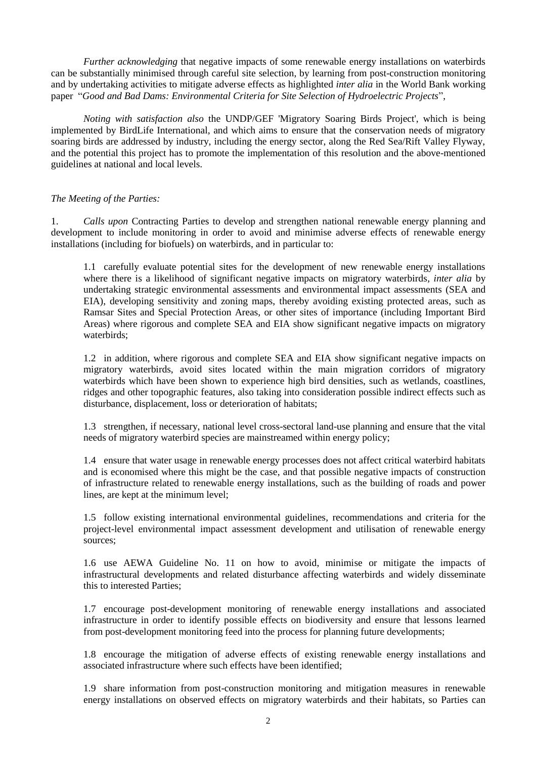*Further acknowledging* that negative impacts of some renewable energy installations on waterbirds can be substantially minimised through careful site selection, by learning from post-construction monitoring and by undertaking activities to mitigate adverse effects as highlighted *inter alia* in the World Bank working paper "*Good and Bad Dams: Environmental Criteria for Site Selection of Hydroelectric Projects*",

*Noting with satisfaction also* the UNDP/GEF 'Migratory Soaring Birds Project', which is being implemented by BirdLife International, and which aims to ensure that the conservation needs of migratory soaring birds are addressed by industry, including the energy sector, along the Red Sea/Rift Valley Flyway, and the potential this project has to promote the implementation of this resolution and the above-mentioned guidelines at national and local levels.

*The Meeting of the Parties:*

1. *Calls upon* Contracting Parties to develop and strengthen national renewable energy planning and development to include monitoring in order to avoid and minimise adverse effects of renewable energy installations (including for biofuels) on waterbirds, and in particular to:

   1.1 carefully evaluate potential sites for the development of new renewable energy installations where there is a likelihood of significant negative impacts on migratory waterbirds, *inter alia* by undertaking strategic environmental assessments and environmental impact assessments (SEA and EIA), developing sensitivity and zoning maps, thereby avoiding existing protected areas, such as Ramsar Sites and Special Protection Areas, or other sites of importance (including Important Bird Areas) where rigorous and complete SEA and EIA show significant negative impacts on migratory waterbirds;

   1.2 in addition, where rigorous and complete SEA and EIA show significant negative impacts on migratory waterbirds, avoid sites located within the main migration corridors of migratory waterbirds which have been shown to experience high bird densities, such as wetlands, coastlines, ridges and other topographic features, also taking into consideration possible indirect effects such as disturbance, displacement, loss or deterioration of habitats;

   1.3 strengthen, if necessary, national level cross-sectoral land-use planning and ensure that the vital needs of migratory waterbird species are mainstreamed within energy policy;

   1.4 ensure that water usage in renewable energy processes does not affect critical waterbird habitats and is economised where this might be the case, and that possible negative impacts of construction of infrastructure related to renewable energy installations, such as the building of roads and power lines, are kept at the minimum level;

   1.5 follow existing international environmental guidelines, recommendations and criteria for the project-level environmental impact assessment development and utilisation of renewable energy sources;

   1.6 use AEWA Guideline No. 11 on how to avoid, minimise or mitigate the impacts of infrastructural developments and related disturbance affecting waterbirds and widely disseminate this to interested Parties;

   1.7 encourage post-development monitoring of renewable energy installations and associated infrastructure in order to identify possible effects on biodiversity and ensure that lessons learned from post-development monitoring feed into the process for planning future developments;

   1.8 encourage the mitigation of adverse effects of existing renewable energy installations and associated infrastructure where such effects have been identified;

   1.9 share information from post-construction monitoring and mitigation measures in renewable energy installations on observed effects on migratory waterbirds and their habitats, so Parties can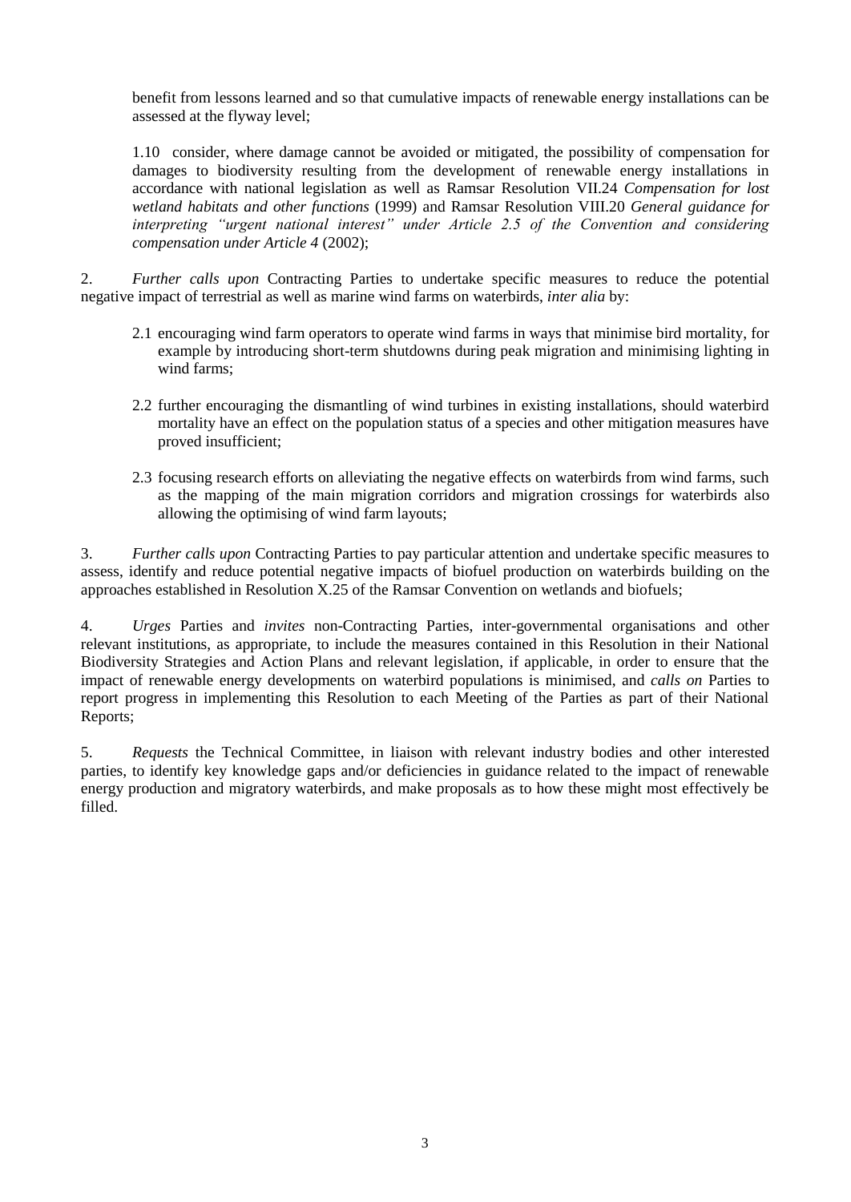benefit from lessons learned and so that cumulative impacts of renewable energy installations can be assessed at the flyway level;

1.10 consider, where damage cannot be avoided or mitigated, the possibility of compensation for damages to biodiversity resulting from the development of renewable energy installations in accordance with national legislation as well as Ramsar Resolution VII.24 *Compensation for lost wetland habitats and other functions* (1999) and Ramsar Resolution VIII.20 *General guidance for interpreting "urgent national interest" under Article 2.5 of the Convention and considering compensation under Article 4* (2002);

2. *Further calls upon* Contracting Parties to undertake specific measures to reduce the potential negative impact of terrestrial as well as marine wind farms on waterbirds, *inter alia* by:

2.1 encouraging wind farm operators to operate wind farms in ways that minimise bird mortality, for example by introducing short-term shutdowns during peak migration and minimising lighting in wind farms;

2.2 further encouraging the dismantling of wind turbines in existing installations, should waterbird mortality have an effect on the population status of a species and other mitigation measures have proved insufficient;

2.3 focusing research efforts on alleviating the negative effects on waterbirds from wind farms, such as the mapping of the main migration corridors and migration crossings for waterbirds also allowing the optimising of wind farm layouts;

3. *Further calls upon* Contracting Parties to pay particular attention and undertake specific measures to assess, identify and reduce potential negative impacts of biofuel production on waterbirds building on the approaches established in Resolution X.25 of the Ramsar Convention on wetlands and biofuels;

4. *Urges* Parties and *invites* non-Contracting Parties, inter-governmental organisations and other relevant institutions, as appropriate, to include the measures contained in this Resolution in their National Biodiversity Strategies and Action Plans and relevant legislation, if applicable, in order to ensure that the impact of renewable energy developments on waterbird populations is minimised, and *calls on* Parties to report progress in implementing this Resolution to each Meeting of the Parties as part of their National Reports;

5. *Requests* the Technical Committee, in liaison with relevant industry bodies and other interested parties, to identify key knowledge gaps and/or deficiencies in guidance related to the impact of renewable energy production and migratory waterbirds, and make proposals as to how these might most effectively be filled.